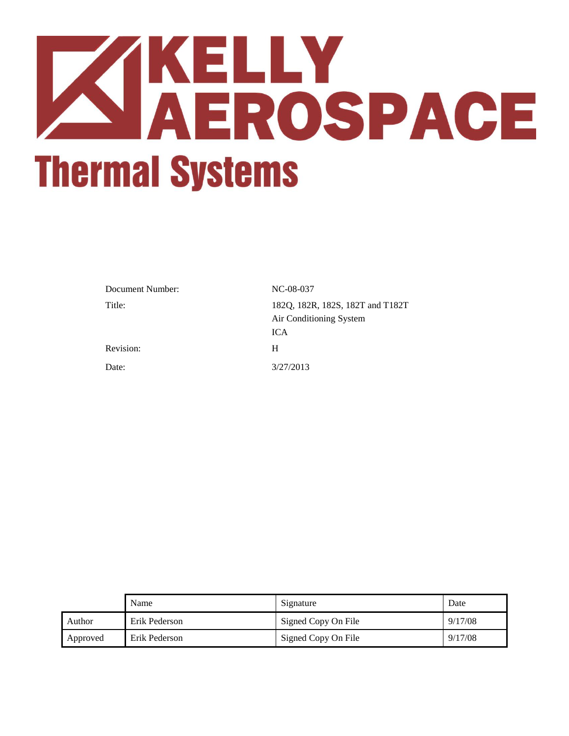# KELLY AEROSPACE

## Thermal Systems

| | |
|---|---|
| Document Number: | NC-08-037 |
| Title: | 182Q, 182R, 182S, 182T and T182T Air Conditioning System ICA |
| Revision: | H |
| Date: | 3/27/2013 |

| | Name | Signature | Date |
|---|---|---|---|
| Author | Erik Pederson | Signed Copy On File | 9/17/08 |
| Approved | Erik Pederson | Signed Copy On File | 9/17/08 |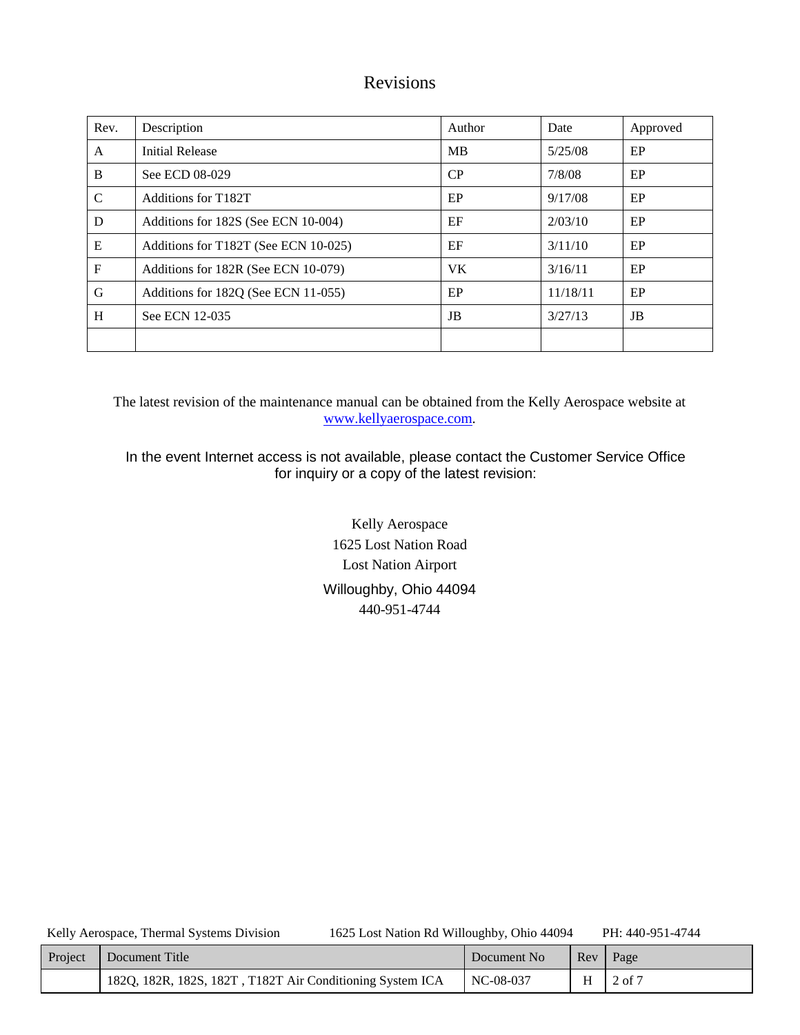# Revisions

| Rev. | Description | Author | Date | Approved |
|---|---|---|---|---|
| A | Initial Release | MB | 5/25/08 | EP |
| B | See ECD 08-029 | CP | 7/8/08 | EP |
| C | Additions for T182T | EP | 9/17/08 | EP |
| D | Additions for 182S (See ECN 10-004) | EF | 2/03/10 | EP |
| E | Additions for T182T (See ECN 10-025) | EF | 3/11/10 | EP |
| F | Additions for 182R (See ECN 10-079) | VK | 3/16/11 | EP |
| G | Additions for 182Q (See ECN 11-055) | EP | 11/18/11 | EP |
| H | See ECN 12-035 | JB | 3/27/13 | JB |
| | | | | |

The latest revision of the maintenance manual can be obtained from the Kelly Aerospace website at [www.kellyaerospace.com](http://www.kellyaerospace.com).

In the event Internet access is not available, please contact the Customer Service Office for inquiry or a copy of the latest revision:

Kelly Aerospace
1625 Lost Nation Road
Lost Nation Airport
Willoughby, Ohio 44094
440-951-4744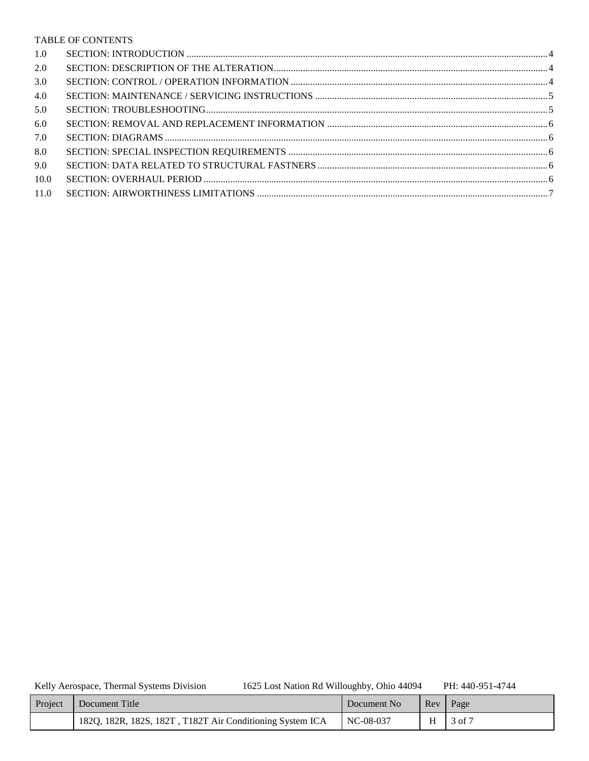TABLE OF CONTENTS

| | | |
|---|---|---|
| 1.0 | SECTION: INTRODUCTION | 4 |
| 2.0 | SECTION: DESCRIPTION OF THE ALTERATION | 4 |
| 3.0 | SECTION: CONTROL / OPERATION INFORMATION | 4 |
| 4.0 | SECTION: MAINTENANCE / SERVICING INSTRUCTIONS | 5 |
| 5.0 | SECTION: TROUBLESHOOTING | 5 |
| 6.0 | SECTION: REMOVAL AND REPLACEMENT INFORMATION | 6 |
| 7.0 | SECTION: DIAGRAMS | 6 |
| 8.0 | SECTION: SPECIAL INSPECTION REQUIREMENTS | 6 |
| 9.0 | SECTION: DATA RELATED TO STRUCTURAL FASTNERS | 6 |
| 10.0 | SECTION: OVERHAUL PERIOD | 6 |
| 11.0 | SECTION: AIRWORTHINESS LIMITATIONS | 7 |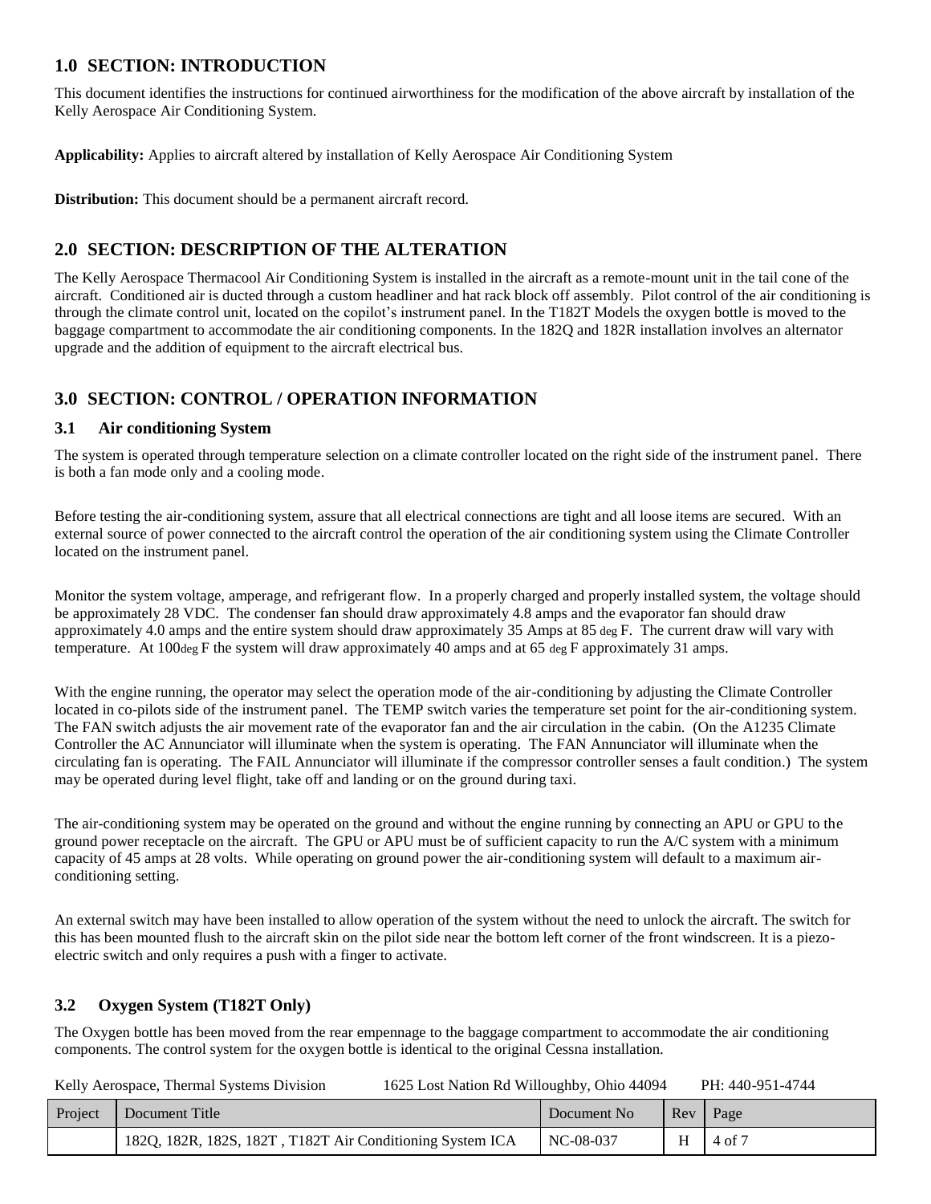## 1.0 SECTION: INTRODUCTION

This document identifies the instructions for continued airworthiness for the modification of the above aircraft by installation of the Kelly Aerospace Air Conditioning System.

**Applicability:** Applies to aircraft altered by installation of Kelly Aerospace Air Conditioning System

**Distribution:** This document should be a permanent aircraft record.

## 2.0 SECTION: DESCRIPTION OF THE ALTERATION

The Kelly Aerospace Thermacool Air Conditioning System is installed in the aircraft as a remote-mount unit in the tail cone of the aircraft. Conditioned air is ducted through a custom headliner and hat rack block off assembly. Pilot control of the air conditioning is through the climate control unit, located on the copilot's instrument panel. In the T182T Models the oxygen bottle is moved to the baggage compartment to accommodate the air conditioning components. In the 182Q and 182R installation involves an alternator upgrade and the addition of equipment to the aircraft electrical bus.

## 3.0 SECTION: CONTROL / OPERATION INFORMATION

### 3.1 Air conditioning System

The system is operated through temperature selection on a climate controller located on the right side of the instrument panel. There is both a fan mode only and a cooling mode.

Before testing the air-conditioning system, assure that all electrical connections are tight and all loose items are secured. With an external source of power connected to the aircraft control the operation of the air conditioning system using the Climate Controller located on the instrument panel.

Monitor the system voltage, amperage, and refrigerant flow. In a properly charged and properly installed system, the voltage should be approximately 28 VDC. The condenser fan should draw approximately 4.8 amps and the evaporator fan should draw approximately 4.0 amps and the entire system should draw approximately 35 Amps at 85 deg F. The current draw will vary with temperature. At 100deg F the system will draw approximately 40 amps and at 65 deg F approximately 31 amps.

With the engine running, the operator may select the operation mode of the air-conditioning by adjusting the Climate Controller located in co-pilots side of the instrument panel. The TEMP switch varies the temperature set point for the air-conditioning system. The FAN switch adjusts the air movement rate of the evaporator fan and the air circulation in the cabin. (On the A1235 Climate Controller the AC Annunciator will illuminate when the system is operating. The FAN Annunciator will illuminate when the circulating fan is operating. The FAIL Annunciator will illuminate if the compressor controller senses a fault condition.) The system may be operated during level flight, take off and landing or on the ground during taxi.

The air-conditioning system may be operated on the ground and without the engine running by connecting an APU or GPU to the ground power receptacle on the aircraft. The GPU or APU must be of sufficient capacity to run the A/C system with a minimum capacity of 45 amps at 28 volts. While operating on ground power the air-conditioning system will default to a maximum air-conditioning setting.

An external switch may have been installed to allow operation of the system without the need to unlock the aircraft. The switch for this has been mounted flush to the aircraft skin on the pilot side near the bottom left corner of the front windscreen. It is a piezo-electric switch and only requires a push with a finger to activate.

### 3.2 Oxygen System (T182T Only)

The Oxygen bottle has been moved from the rear empennage to the baggage compartment to accommodate the air conditioning components. The control system for the oxygen bottle is identical to the original Cessna installation.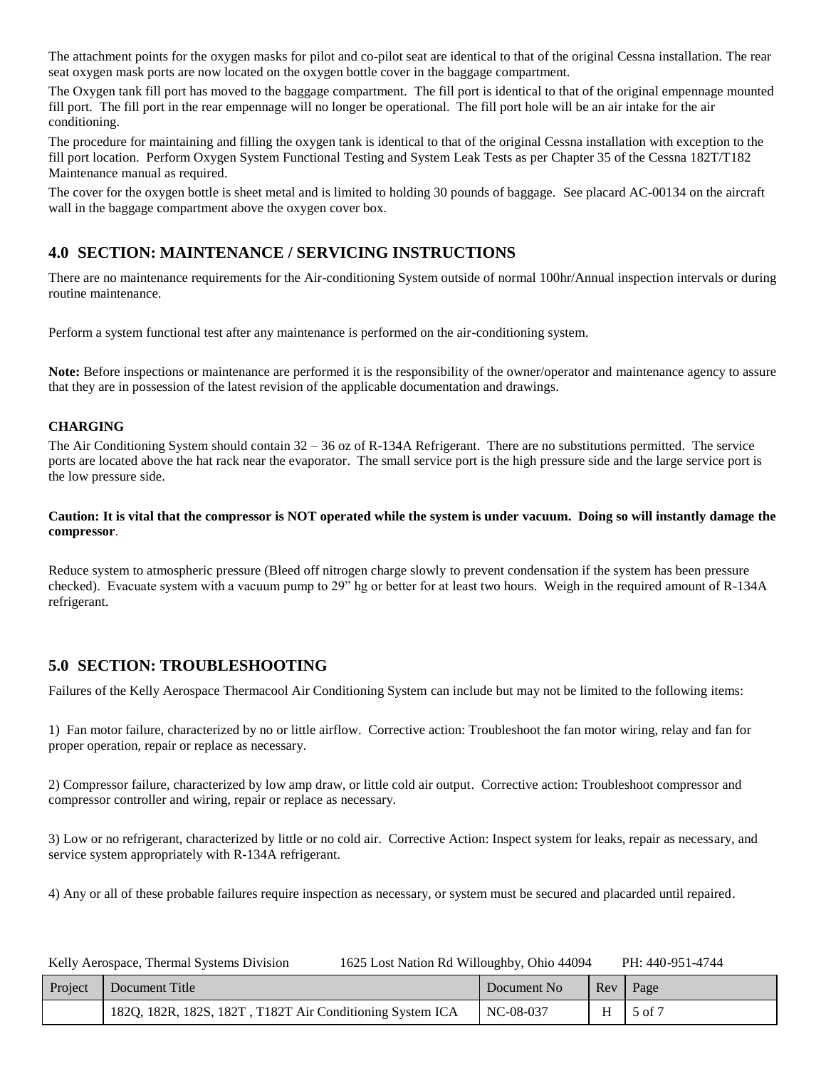The attachment points for the oxygen masks for pilot and co-pilot seat are identical to that of the original Cessna installation. The rear seat oxygen mask ports are now located on the oxygen bottle cover in the baggage compartment.

The Oxygen tank fill port has moved to the baggage compartment. The fill port is identical to that of the original empennage mounted fill port. The fill port in the rear empennage will no longer be operational. The fill port hole will be an air intake for the air conditioning.

The procedure for maintaining and filling the oxygen tank is identical to that of the original Cessna installation with exception to the fill port location. Perform Oxygen System Functional Testing and System Leak Tests as per Chapter 35 of the Cessna 182T/T182 Maintenance manual as required.

The cover for the oxygen bottle is sheet metal and is limited to holding 30 pounds of baggage. See placard AC-00134 on the aircraft wall in the baggage compartment above the oxygen cover box.

## 4.0 SECTION: MAINTENANCE / SERVICING INSTRUCTIONS

There are no maintenance requirements for the Air-conditioning System outside of normal 100hr/Annual inspection intervals or during routine maintenance.

Perform a system functional test after any maintenance is performed on the air-conditioning system.

**Note:** Before inspections or maintenance are performed it is the responsibility of the owner/operator and maintenance agency to assure that they are in possession of the latest revision of the applicable documentation and drawings.

### CHARGING

The Air Conditioning System should contain 32 – 36 oz of R-134A Refrigerant. There are no substitutions permitted. The service ports are located above the hat rack near the evaporator. The small service port is the high pressure side and the large service port is the low pressure side.

**Caution: It is vital that the compressor is NOT operated while the system is under vacuum. Doing so will instantly damage the compressor**.

Reduce system to atmospheric pressure (Bleed off nitrogen charge slowly to prevent condensation if the system has been pressure checked). Evacuate system with a vacuum pump to 29" hg or better for at least two hours. Weigh in the required amount of R-134A refrigerant.

## 5.0 SECTION: TROUBLESHOOTING

Failures of the Kelly Aerospace Thermacool Air Conditioning System can include but may not be limited to the following items:

1) Fan motor failure, characterized by no or little airflow. Corrective action: Troubleshoot the fan motor wiring, relay and fan for proper operation, repair or replace as necessary.

2) Compressor failure, characterized by low amp draw, or little cold air output. Corrective action: Troubleshoot compressor and compressor controller and wiring, repair or replace as necessary.

3) Low or no refrigerant, characterized by little or no cold air. Corrective Action: Inspect system for leaks, repair as necessary, and service system appropriately with R-134A refrigerant.

4) Any or all of these probable failures require inspection as necessary, or system must be secured and placarded until repaired.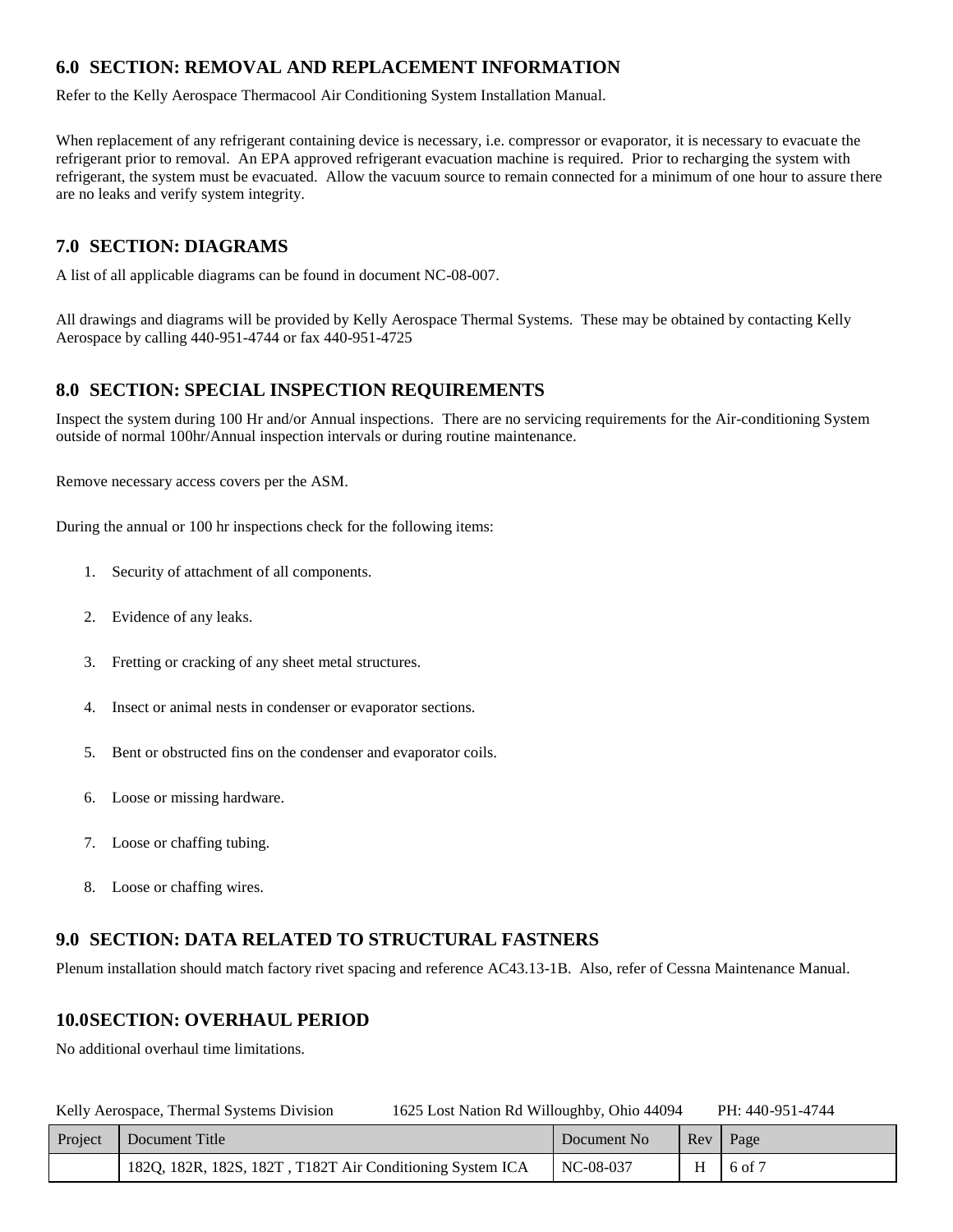## 6.0 SECTION: REMOVAL AND REPLACEMENT INFORMATION

Refer to the Kelly Aerospace Thermacool Air Conditioning System Installation Manual.

When replacement of any refrigerant containing device is necessary, i.e. compressor or evaporator, it is necessary to evacuate the refrigerant prior to removal. An EPA approved refrigerant evacuation machine is required. Prior to recharging the system with refrigerant, the system must be evacuated. Allow the vacuum source to remain connected for a minimum of one hour to assure there are no leaks and verify system integrity.

## 7.0 SECTION: DIAGRAMS

A list of all applicable diagrams can be found in document NC-08-007.

All drawings and diagrams will be provided by Kelly Aerospace Thermal Systems. These may be obtained by contacting Kelly Aerospace by calling 440-951-4744 or fax 440-951-4725

## 8.0 SECTION: SPECIAL INSPECTION REQUIREMENTS

Inspect the system during 100 Hr and/or Annual inspections. There are no servicing requirements for the Air-conditioning System outside of normal 100hr/Annual inspection intervals or during routine maintenance.

Remove necessary access covers per the ASM.

During the annual or 100 hr inspections check for the following items:

1. Security of attachment of all components.
2. Evidence of any leaks.
3. Fretting or cracking of any sheet metal structures.
4. Insect or animal nests in condenser or evaporator sections.
5. Bent or obstructed fins on the condenser and evaporator coils.
6. Loose or missing hardware.
7. Loose or chaffing tubing.
8. Loose or chaffing wires.

## 9.0 SECTION: DATA RELATED TO STRUCTURAL FASTNERS

Plenum installation should match factory rivet spacing and reference AC43.13-1B. Also, refer of Cessna Maintenance Manual.

## 10.0SECTION: OVERHAUL PERIOD

No additional overhaul time limitations.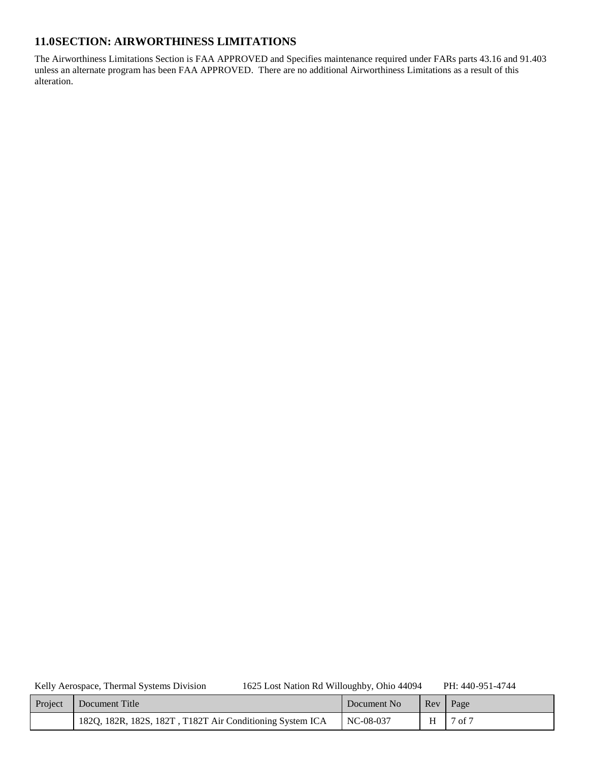## 11.0 SECTION: AIRWORTHINESS LIMITATIONS

The Airworthiness Limitations Section is FAA APPROVED and Specifies maintenance required under FARs parts 43.16 and 91.403 unless an alternate program has been FAA APPROVED. There are no additional Airworthiness Limitations as a result of this alteration.